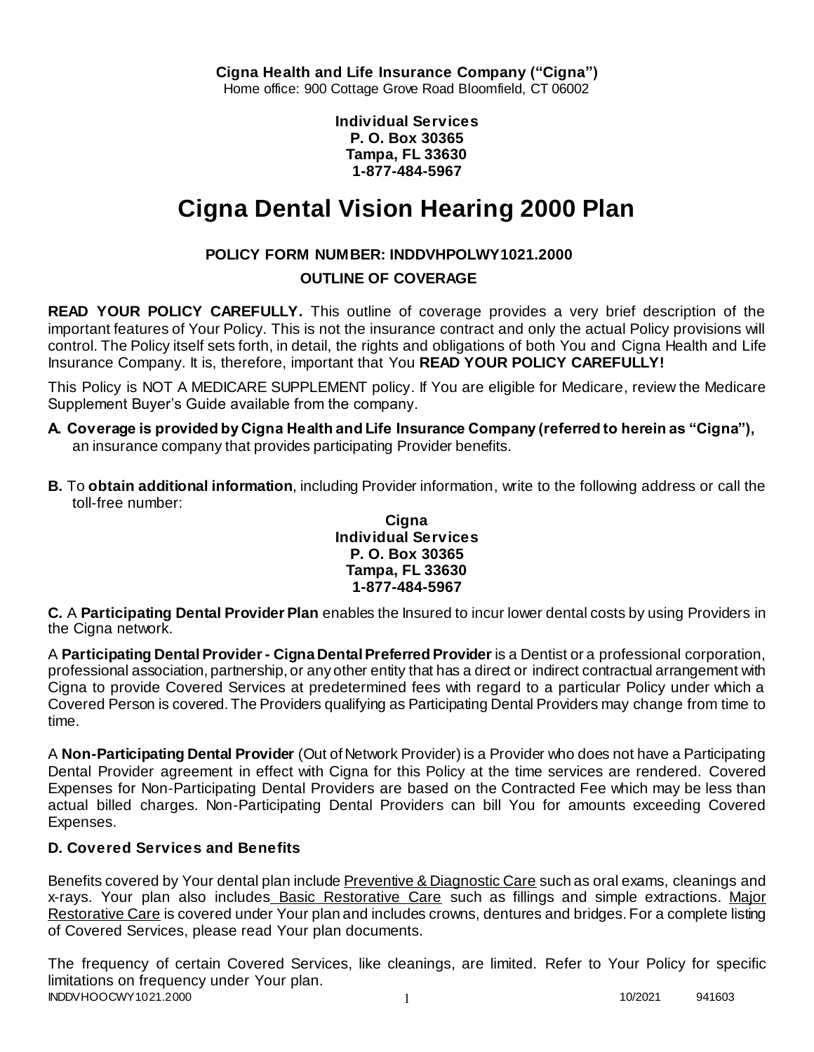**Cigna Health and Life Insurance Company ("Cigna")**
Home office: 900 Cottage Grove Road Bloomfield, CT 06002

**Individual Services**
**P. O. Box 30365**
**Tampa, FL 33630**
**1-877-484-5967**

# Cigna Dental Vision Hearing 2000 Plan

**POLICY FORM NUMBER: INDDVHPOLWY1021.2000**

**OUTLINE OF COVERAGE**

**READ YOUR POLICY CAREFULLY.** This outline of coverage provides a very brief description of the important features of Your Policy. This is not the insurance contract and only the actual Policy provisions will control. The Policy itself sets forth, in detail, the rights and obligations of both You and Cigna Health and Life Insurance Company. It is, therefore, important that You **READ YOUR POLICY CAREFULLY!**

This Policy is NOT A MEDICARE SUPPLEMENT policy. If You are eligible for Medicare, review the Medicare Supplement Buyer's Guide available from the company.

**A. Coverage is provided by Cigna Health and Life Insurance Company (referred to herein as "Cigna"),** an insurance company that provides participating Provider benefits.

**B.** To **obtain additional information**, including Provider information, write to the following address or call the toll-free number:

**Cigna**
**Individual Services**
**P. O. Box 30365**
**Tampa, FL 33630**
**1-877-484-5967**

**C.** A **Participating Dental Provider Plan** enables the Insured to incur lower dental costs by using Providers in the Cigna network.

A **Participating Dental Provider - Cigna Dental Preferred Provider** is a Dentist or a professional corporation, professional association, partnership, or any other entity that has a direct or indirect contractual arrangement with Cigna to provide Covered Services at predetermined fees with regard to a particular Policy under which a Covered Person is covered. The Providers qualifying as Participating Dental Providers may change from time to time.

A **Non-Participating Dental Provider** (Out of Network Provider) is a Provider who does not have a Participating Dental Provider agreement in effect with Cigna for this Policy at the time services are rendered. Covered Expenses for Non-Participating Dental Providers are based on the Contracted Fee which may be less than actual billed charges. Non-Participating Dental Providers can bill You for amounts exceeding Covered Expenses.

### D. Covered Services and Benefits

Benefits covered by Your dental plan include Preventive & Diagnostic Care such as oral exams, cleanings and x-rays. Your plan also includes Basic Restorative Care such as fillings and simple extractions. Major Restorative Care is covered under Your plan and includes crowns, dentures and bridges. For a complete listing of Covered Services, please read Your plan documents.

The frequency of certain Covered Services, like cleanings, are limited. Refer to Your Policy for specific limitations on frequency under Your plan.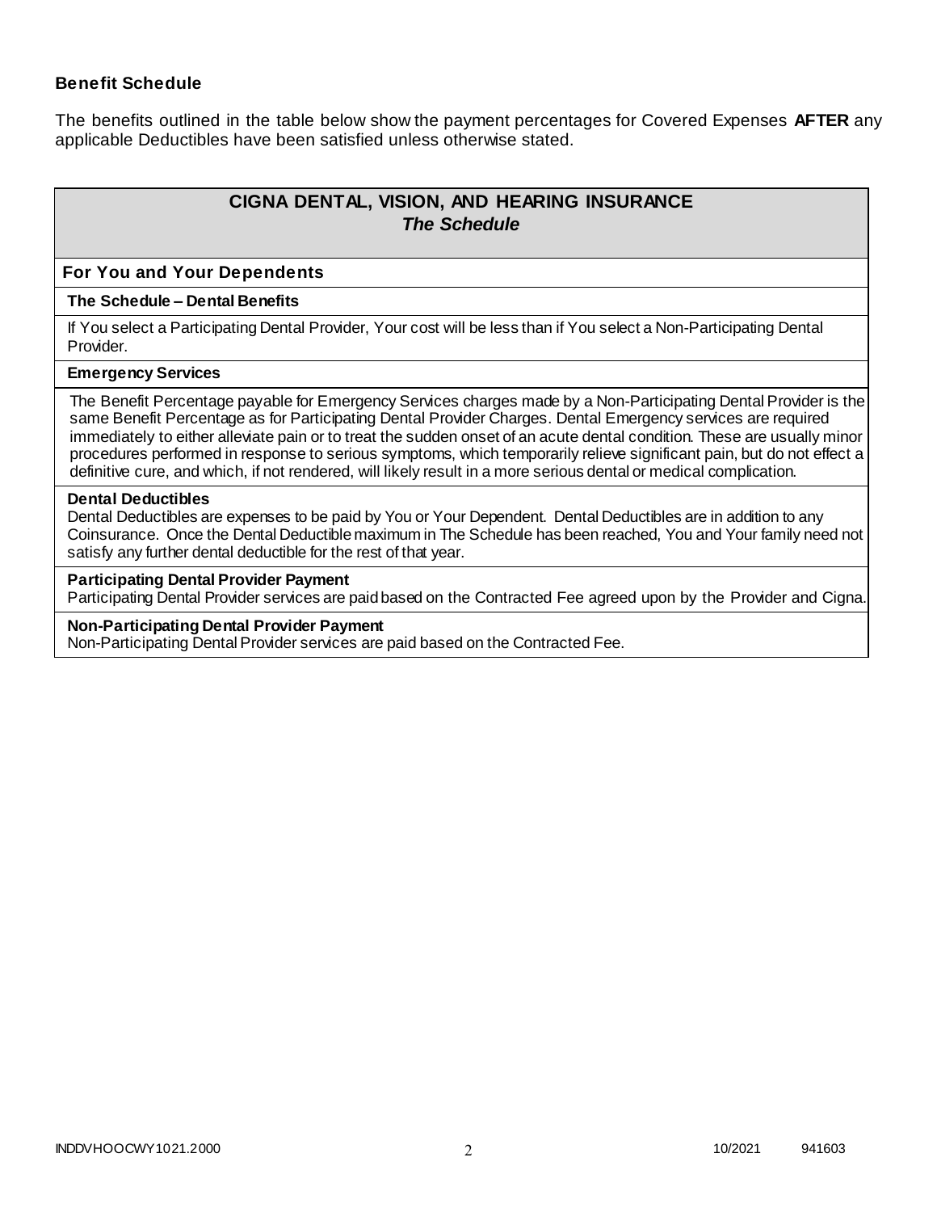### Benefit Schedule

The benefits outlined in the table below show the payment percentages for Covered Expenses **AFTER** any applicable Deductibles have been satisfied unless otherwise stated.

## CIGNA DENTAL, VISION, AND HEARING INSURANCE
### *The Schedule*

### For You and Your Dependents

**The Schedule – Dental Benefits**

If You select a Participating Dental Provider, Your cost will be less than if You select a Non-Participating Dental Provider.

**Emergency Services**

The Benefit Percentage payable for Emergency Services charges made by a Non-Participating Dental Provider is the same Benefit Percentage as for Participating Dental Provider Charges. Dental Emergency services are required immediately to either alleviate pain or to treat the sudden onset of an acute dental condition. These are usually minor procedures performed in response to serious symptoms, which temporarily relieve significant pain, but do not effect a definitive cure, and which, if not rendered, will likely result in a more serious dental or medical complication.

**Dental Deductibles**

Dental Deductibles are expenses to be paid by You or Your Dependent. Dental Deductibles are in addition to any Coinsurance. Once the Dental Deductible maximum in The Schedule has been reached, You and Your family need not satisfy any further dental deductible for the rest of that year.

**Participating Dental Provider Payment**

Participating Dental Provider services are paid based on the Contracted Fee agreed upon by the Provider and Cigna.

**Non-Participating Dental Provider Payment**

Non-Participating Dental Provider services are paid based on the Contracted Fee.

INDDVHOOCWY1021.2000 10/2021 941603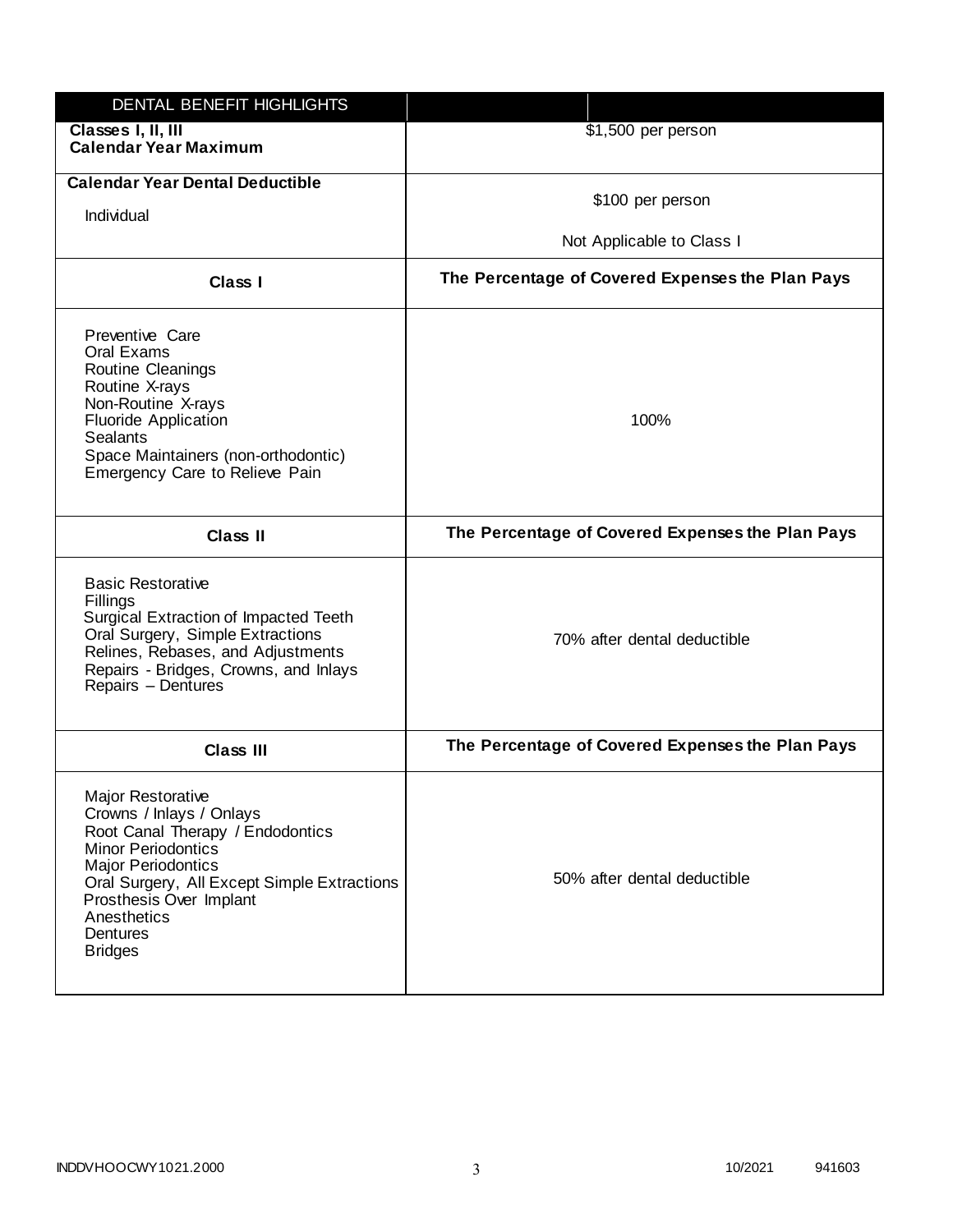| DENTAL BENEFIT HIGHLIGHTS | |
|---|---|
| **Classes I, II, III**<br>**Calendar Year Maximum** | $1,500 per person |
| **Calendar Year Dental Deductible**<br>Individual | $100 per person<br>Not Applicable to Class I |
| **Class I** | **The Percentage of Covered Expenses the Plan Pays** |
| Preventive Care<br>Oral Exams<br>Routine Cleanings<br>Routine X-rays<br>Non-Routine X-rays<br>Fluoride Application<br>Sealants<br>Space Maintainers (non-orthodontic)<br>Emergency Care to Relieve Pain | 100% |
| **Class II** | **The Percentage of Covered Expenses the Plan Pays** |
| Basic Restorative<br>Fillings<br>Surgical Extraction of Impacted Teeth<br>Oral Surgery, Simple Extractions<br>Relines, Rebases, and Adjustments<br>Repairs - Bridges, Crowns, and Inlays<br>Repairs – Dentures | 70% after dental deductible |
| **Class III** | **The Percentage of Covered Expenses the Plan Pays** |
| Major Restorative<br>Crowns / Inlays / Onlays<br>Root Canal Therapy / Endodontics<br>Minor Periodontics<br>Major Periodontics<br>Oral Surgery, All Except Simple Extractions<br>Prosthesis Over Implant<br>Anesthetics<br>Dentures<br>Bridges | 50% after dental deductible |

INDDVHOOCWY1021.2000 10/2021 941603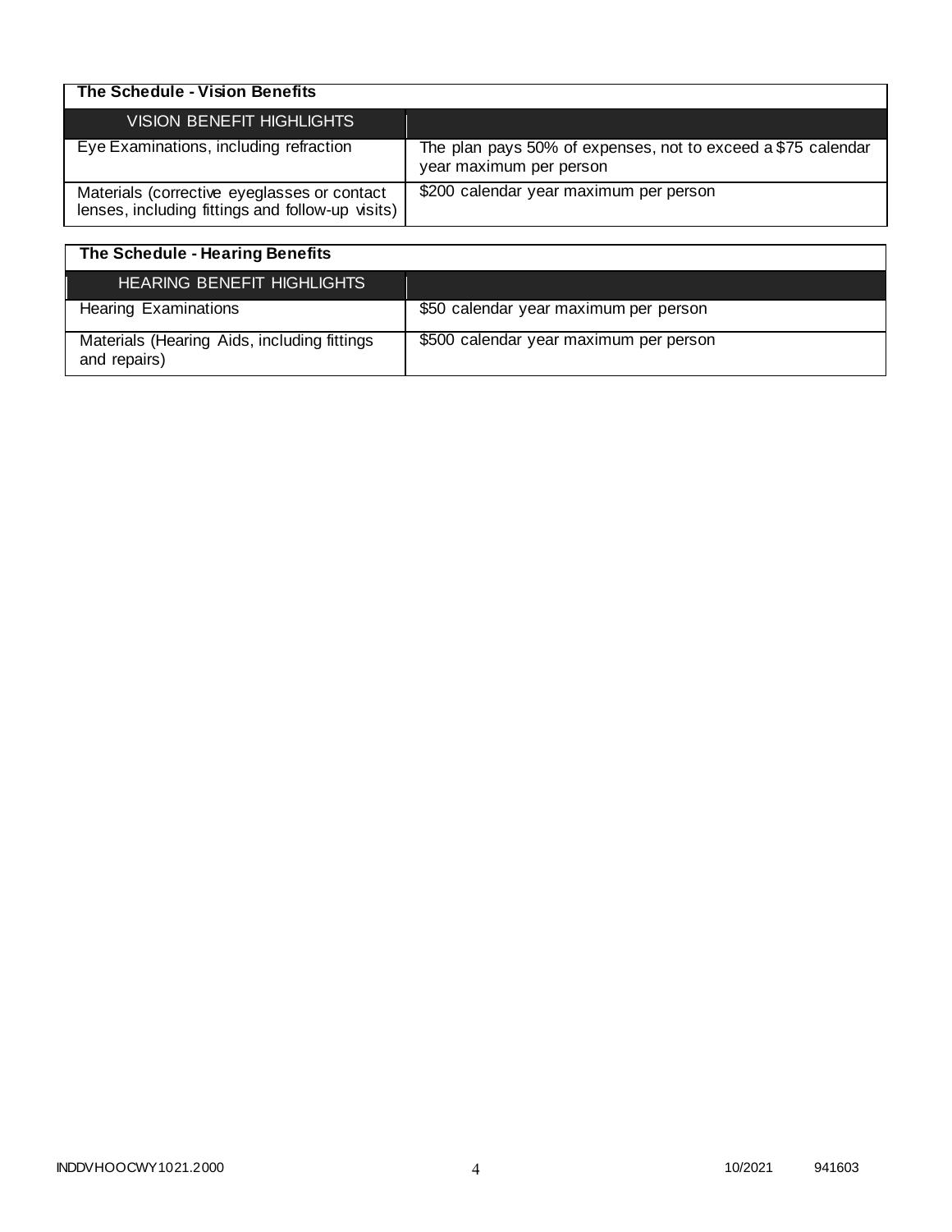## The Schedule - Vision Benefits

| VISION BENEFIT HIGHLIGHTS | |
|---|---|
| Eye Examinations, including refraction | The plan pays 50% of expenses, not to exceed a $75 calendar year maximum per person |
| Materials (corrective eyeglasses or contact lenses, including fittings and follow-up visits) | $200 calendar year maximum per person |

## The Schedule - Hearing Benefits

| HEARING BENEFIT HIGHLIGHTS | |
|---|---|
| Hearing Examinations | $50 calendar year maximum per person |
| Materials (Hearing Aids, including fittings and repairs) | $500 calendar year maximum per person |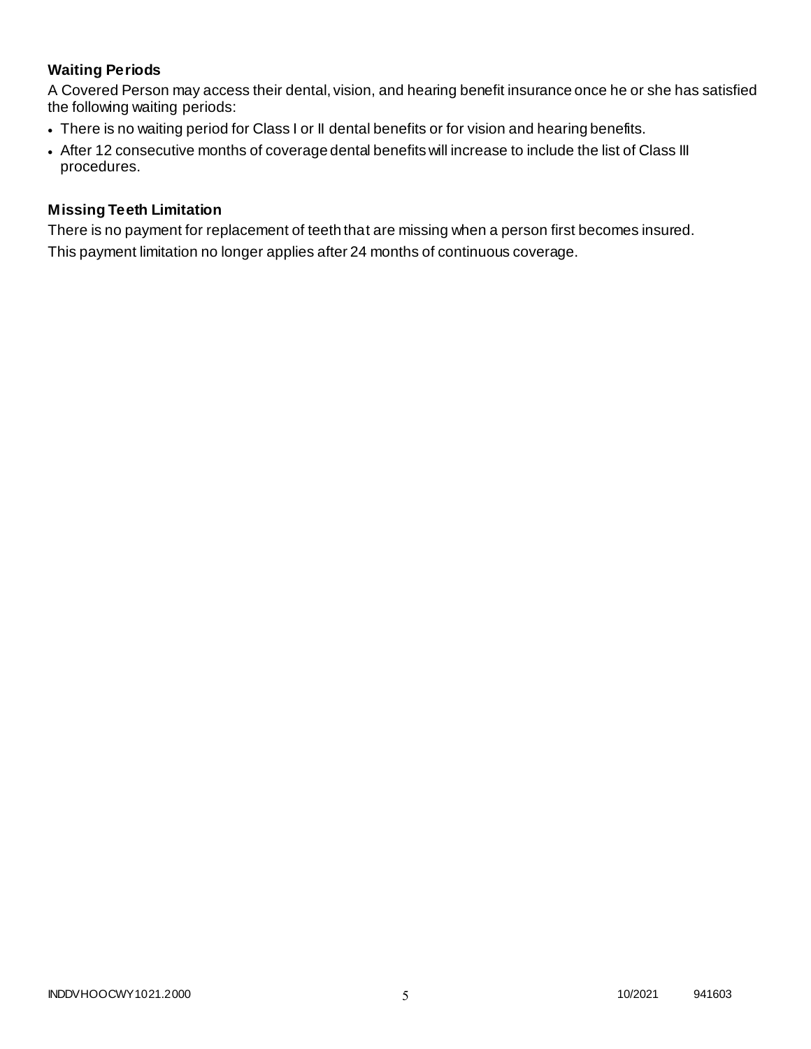### Waiting Periods

A Covered Person may access their dental, vision, and hearing benefit insurance once he or she has satisfied the following waiting periods:

- There is no waiting period for Class I or II dental benefits or for vision and hearing benefits.
- After 12 consecutive months of coverage dental benefits will increase to include the list of Class III procedures.

### Missing Teeth Limitation

There is no payment for replacement of teeth that are missing when a person first becomes insured.

This payment limitation no longer applies after 24 months of continuous coverage.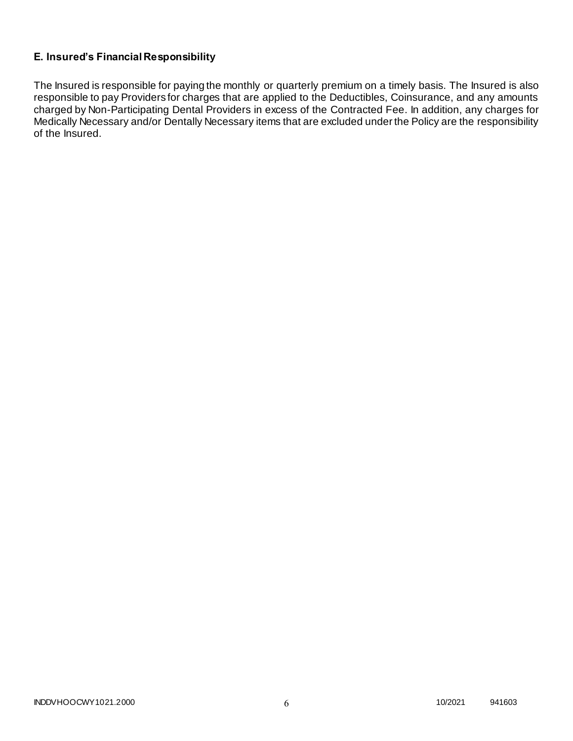**E. Insured's Financial Responsibility**

The Insured is responsible for paying the monthly or quarterly premium on a timely basis. The Insured is also responsible to pay Providers for charges that are applied to the Deductibles, Coinsurance, and any amounts charged by Non-Participating Dental Providers in excess of the Contracted Fee. In addition, any charges for Medically Necessary and/or Dentally Necessary items that are excluded under the Policy are the responsibility of the Insured.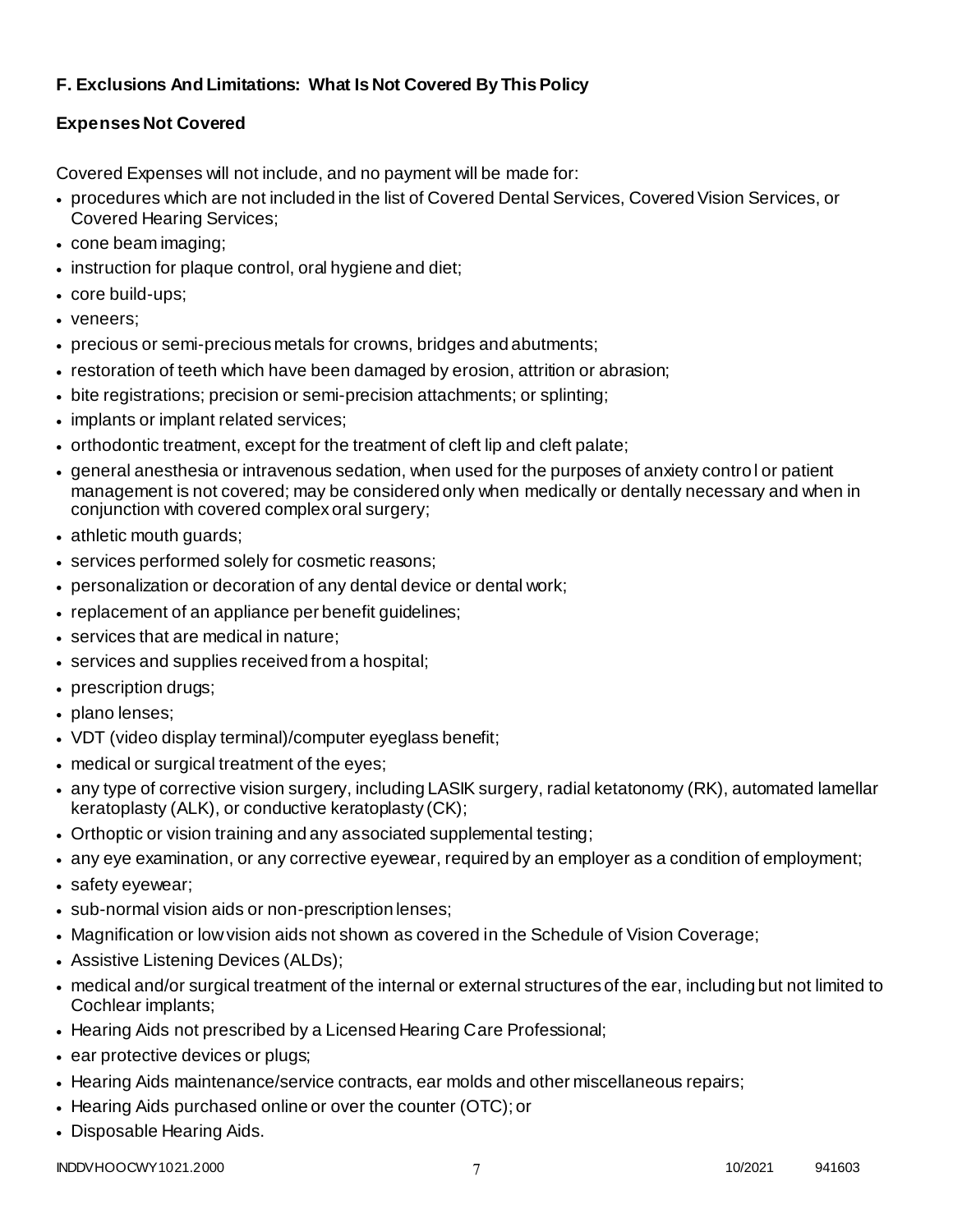### F. Exclusions And Limitations: What Is Not Covered By This Policy

### Expenses Not Covered

Covered Expenses will not include, and no payment will be made for:

- procedures which are not included in the list of Covered Dental Services, Covered Vision Services, or Covered Hearing Services;
- cone beam imaging;
- instruction for plaque control, oral hygiene and diet;
- core build-ups;
- veneers;
- precious or semi-precious metals for crowns, bridges and abutments;
- restoration of teeth which have been damaged by erosion, attrition or abrasion;
- bite registrations; precision or semi-precision attachments; or splinting;
- implants or implant related services;
- orthodontic treatment, except for the treatment of cleft lip and cleft palate;
- general anesthesia or intravenous sedation, when used for the purposes of anxiety control or patient management is not covered; may be considered only when medically or dentally necessary and when in conjunction with covered complex oral surgery;
- athletic mouth guards;
- services performed solely for cosmetic reasons;
- personalization or decoration of any dental device or dental work;
- replacement of an appliance per benefit guidelines;
- services that are medical in nature;
- services and supplies received from a hospital;
- prescription drugs;
- plano lenses;
- VDT (video display terminal)/computer eyeglass benefit;
- medical or surgical treatment of the eyes;
- any type of corrective vision surgery, including LASIK surgery, radial ketatonomy (RK), automated lamellar keratoplasty (ALK), or conductive keratoplasty (CK);
- Orthoptic or vision training and any associated supplemental testing;
- any eye examination, or any corrective eyewear, required by an employer as a condition of employment;
- safety eyewear;
- sub-normal vision aids or non-prescription lenses;
- Magnification or low vision aids not shown as covered in the Schedule of Vision Coverage;
- Assistive Listening Devices (ALDs);
- medical and/or surgical treatment of the internal or external structures of the ear, including but not limited to Cochlear implants;
- Hearing Aids not prescribed by a Licensed Hearing Care Professional;
- ear protective devices or plugs;
- Hearing Aids maintenance/service contracts, ear molds and other miscellaneous repairs;
- Hearing Aids purchased online or over the counter (OTC); or
- Disposable Hearing Aids.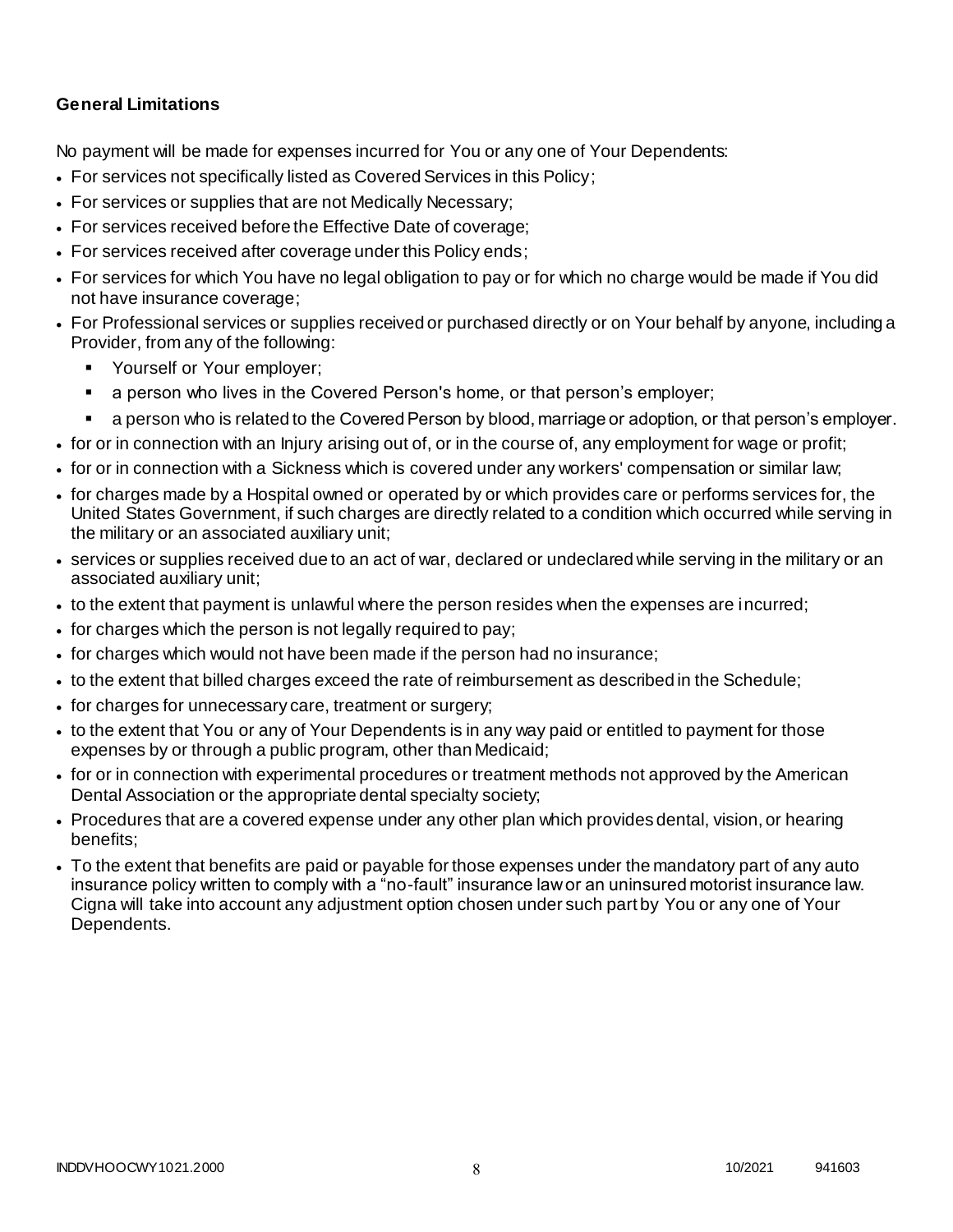**General Limitations**

No payment will be made for expenses incurred for You or any one of Your Dependents:

- For services not specifically listed as Covered Services in this Policy;
- For services or supplies that are not Medically Necessary;
- For services received before the Effective Date of coverage;
- For services received after coverage under this Policy ends;
- For services for which You have no legal obligation to pay or for which no charge would be made if You did not have insurance coverage;
- For Professional services or supplies received or purchased directly or on Your behalf by anyone, including a Provider, from any of the following:
  - Yourself or Your employer;
  - a person who lives in the Covered Person's home, or that person's employer;
  - a person who is related to the Covered Person by blood, marriage or adoption, or that person's employer.
- for or in connection with an Injury arising out of, or in the course of, any employment for wage or profit;
- for or in connection with a Sickness which is covered under any workers' compensation or similar law;
- for charges made by a Hospital owned or operated by or which provides care or performs services for, the United States Government, if such charges are directly related to a condition which occurred while serving in the military or an associated auxiliary unit;
- services or supplies received due to an act of war, declared or undeclared while serving in the military or an associated auxiliary unit;
- to the extent that payment is unlawful where the person resides when the expenses are incurred;
- for charges which the person is not legally required to pay;
- for charges which would not have been made if the person had no insurance;
- to the extent that billed charges exceed the rate of reimbursement as described in the Schedule;
- for charges for unnecessary care, treatment or surgery;
- to the extent that You or any of Your Dependents is in any way paid or entitled to payment for those expenses by or through a public program, other than Medicaid;
- for or in connection with experimental procedures or treatment methods not approved by the American Dental Association or the appropriate dental specialty society;
- Procedures that are a covered expense under any other plan which provides dental, vision, or hearing benefits;
- To the extent that benefits are paid or payable for those expenses under the mandatory part of any auto insurance policy written to comply with a "no-fault" insurance law or an uninsured motorist insurance law. Cigna will take into account any adjustment option chosen under such part by You or any one of Your Dependents.

INDDVHOOCWY1021.2000 10/2021 941603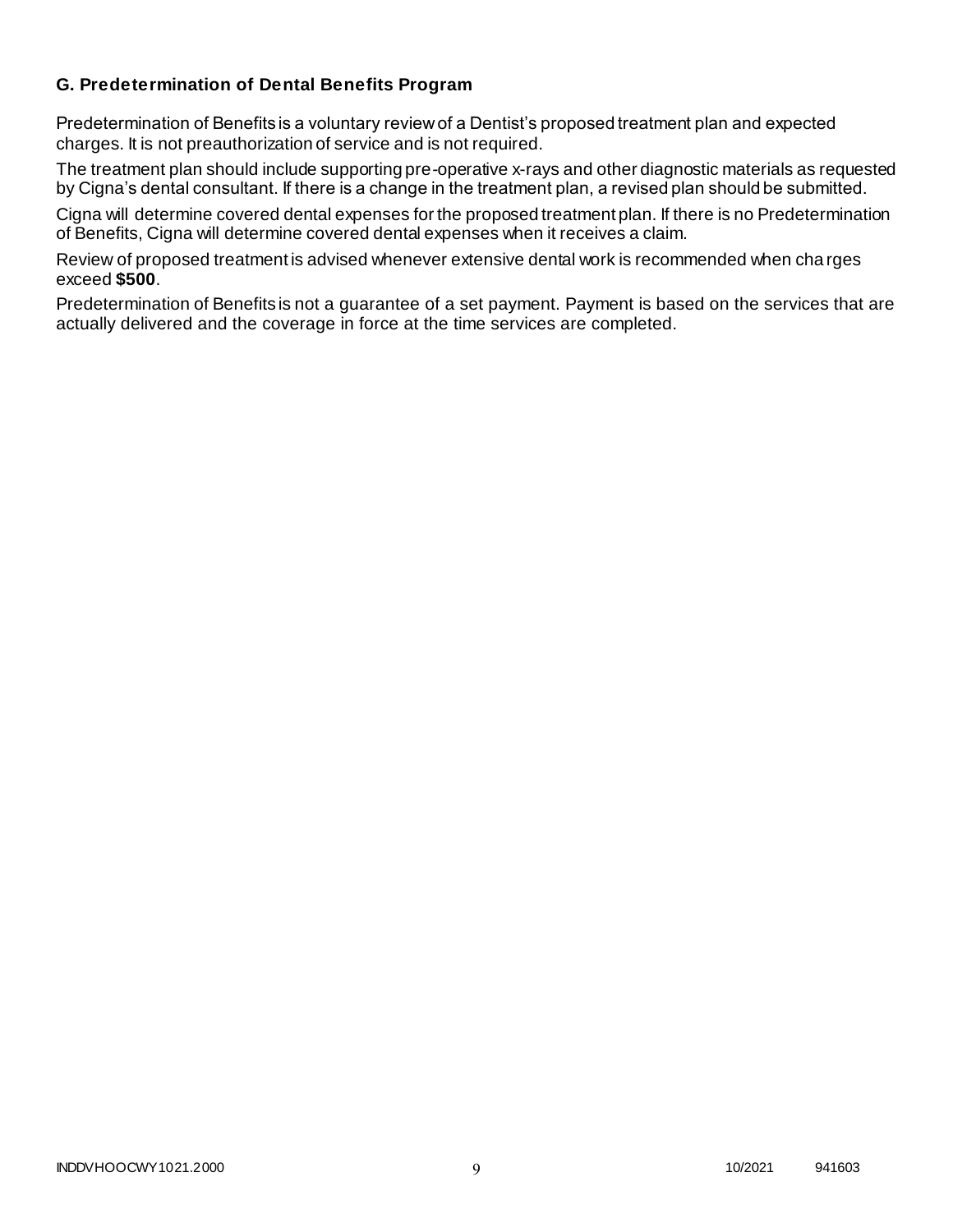### G. Predetermination of Dental Benefits Program

Predetermination of Benefits is a voluntary review of a Dentist's proposed treatment plan and expected charges. It is not preauthorization of service and is not required.

The treatment plan should include supporting pre-operative x-rays and other diagnostic materials as requested by Cigna's dental consultant. If there is a change in the treatment plan, a revised plan should be submitted.

Cigna will determine covered dental expenses for the proposed treatment plan. If there is no Predetermination of Benefits, Cigna will determine covered dental expenses when it receives a claim.

Review of proposed treatment is advised whenever extensive dental work is recommended when charges exceed **$500**.

Predetermination of Benefits is not a guarantee of a set payment. Payment is based on the services that are actually delivered and the coverage in force at the time services are completed.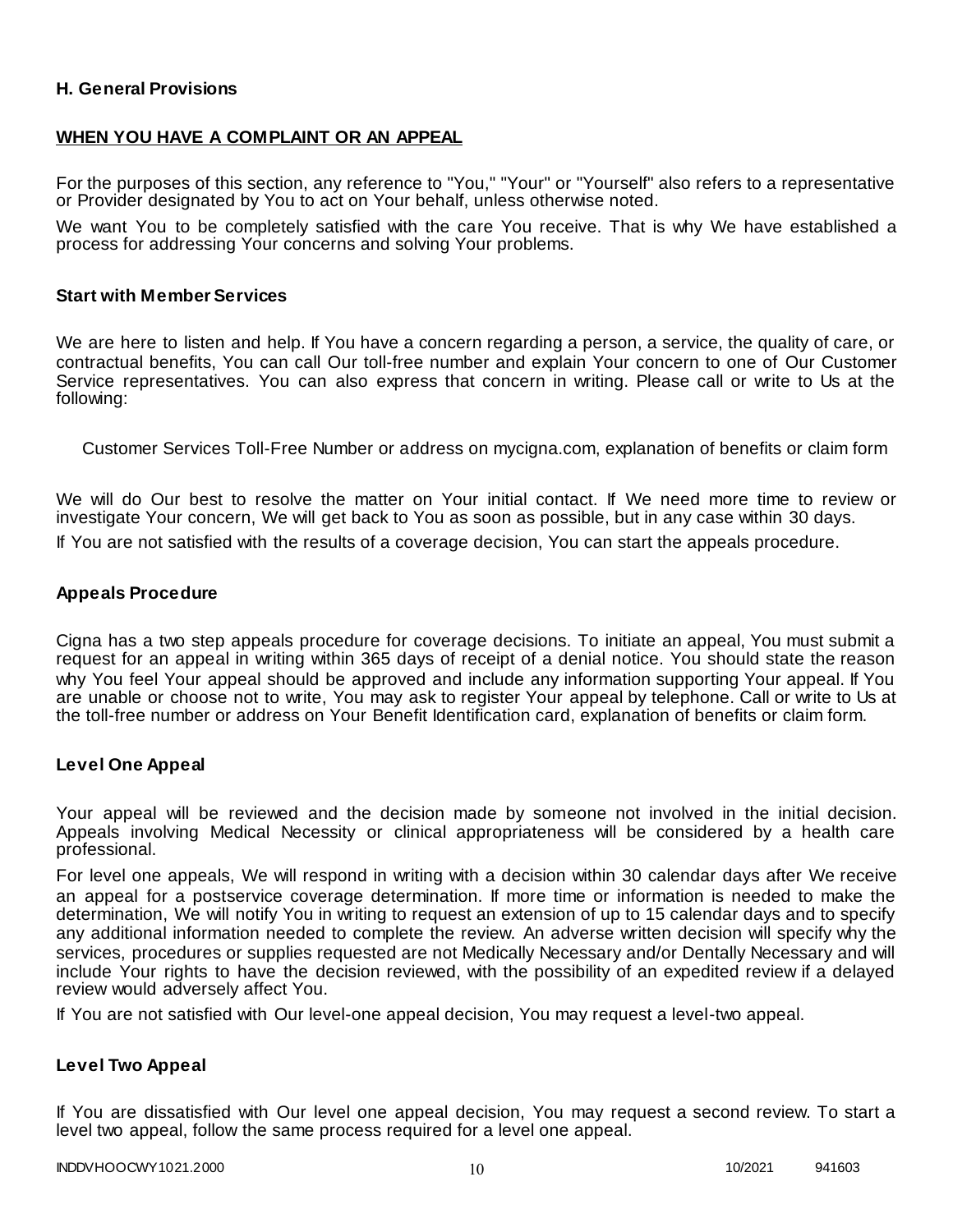### H. General Provisions

#### WHEN YOU HAVE A COMPLAINT OR AN APPEAL

For the purposes of this section, any reference to "You," "Your" or "Yourself" also refers to a representative or Provider designated by You to act on Your behalf, unless otherwise noted.

We want You to be completely satisfied with the care You receive. That is why We have established a process for addressing Your concerns and solving Your problems.

#### Start with Member Services

We are here to listen and help. If You have a concern regarding a person, a service, the quality of care, or contractual benefits, You can call Our toll-free number and explain Your concern to one of Our Customer Service representatives. You can also express that concern in writing. Please call or write to Us at the following:

Customer Services Toll-Free Number or address on mycigna.com, explanation of benefits or claim form

We will do Our best to resolve the matter on Your initial contact. If We need more time to review or investigate Your concern, We will get back to You as soon as possible, but in any case within 30 days.

If You are not satisfied with the results of a coverage decision, You can start the appeals procedure.

#### Appeals Procedure

Cigna has a two step appeals procedure for coverage decisions. To initiate an appeal, You must submit a request for an appeal in writing within 365 days of receipt of a denial notice. You should state the reason why You feel Your appeal should be approved and include any information supporting Your appeal. If You are unable or choose not to write, You may ask to register Your appeal by telephone. Call or write to Us at the toll-free number or address on Your Benefit Identification card, explanation of benefits or claim form.

#### Level One Appeal

Your appeal will be reviewed and the decision made by someone not involved in the initial decision. Appeals involving Medical Necessity or clinical appropriateness will be considered by a health care professional.

For level one appeals, We will respond in writing with a decision within 30 calendar days after We receive an appeal for a postservice coverage determination. If more time or information is needed to make the determination, We will notify You in writing to request an extension of up to 15 calendar days and to specify any additional information needed to complete the review. An adverse written decision will specify why the services, procedures or supplies requested are not Medically Necessary and/or Dentally Necessary and will include Your rights to have the decision reviewed, with the possibility of an expedited review if a delayed review would adversely affect You.

If You are not satisfied with Our level-one appeal decision, You may request a level-two appeal.

#### Level Two Appeal

If You are dissatisfied with Our level one appeal decision, You may request a second review. To start a level two appeal, follow the same process required for a level one appeal.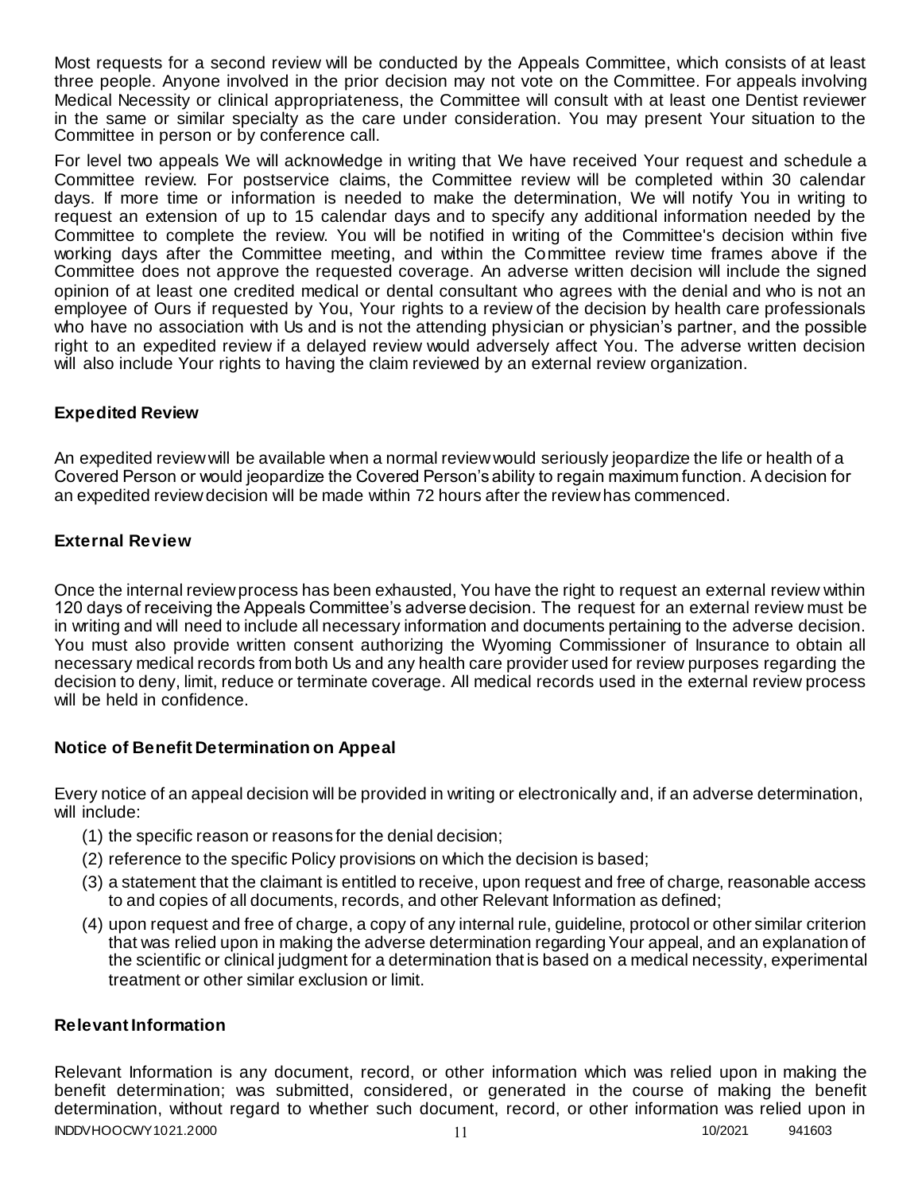Most requests for a second review will be conducted by the Appeals Committee, which consists of at least three people. Anyone involved in the prior decision may not vote on the Committee. For appeals involving Medical Necessity or clinical appropriateness, the Committee will consult with at least one Dentist reviewer in the same or similar specialty as the care under consideration. You may present Your situation to the Committee in person or by conference call.

For level two appeals We will acknowledge in writing that We have received Your request and schedule a Committee review. For postservice claims, the Committee review will be completed within 30 calendar days. If more time or information is needed to make the determination, We will notify You in writing to request an extension of up to 15 calendar days and to specify any additional information needed by the Committee to complete the review. You will be notified in writing of the Committee's decision within five working days after the Committee meeting, and within the Committee review time frames above if the Committee does not approve the requested coverage. An adverse written decision will include the signed opinion of at least one credited medical or dental consultant who agrees with the denial and who is not an employee of Ours if requested by You, Your rights to a review of the decision by health care professionals who have no association with Us and is not the attending physician or physician's partner, and the possible right to an expedited review if a delayed review would adversely affect You. The adverse written decision will also include Your rights to having the claim reviewed by an external review organization.

### Expedited Review

An expedited review will be available when a normal review would seriously jeopardize the life or health of a Covered Person or would jeopardize the Covered Person's ability to regain maximum function. A decision for an expedited review decision will be made within 72 hours after the review has commenced.

### External Review

Once the internal review process has been exhausted, You have the right to request an external review within 120 days of receiving the Appeals Committee's adverse decision. The request for an external review must be in writing and will need to include all necessary information and documents pertaining to the adverse decision. You must also provide written consent authorizing the Wyoming Commissioner of Insurance to obtain all necessary medical records from both Us and any health care provider used for review purposes regarding the decision to deny, limit, reduce or terminate coverage. All medical records used in the external review process will be held in confidence.

### Notice of Benefit Determination on Appeal

Every notice of an appeal decision will be provided in writing or electronically and, if an adverse determination, will include:

(1) the specific reason or reasons for the denial decision;

(2) reference to the specific Policy provisions on which the decision is based;

(3) a statement that the claimant is entitled to receive, upon request and free of charge, reasonable access to and copies of all documents, records, and other Relevant Information as defined;

(4) upon request and free of charge, a copy of any internal rule, guideline, protocol or other similar criterion that was relied upon in making the adverse determination regarding Your appeal, and an explanation of the scientific or clinical judgment for a determination that is based on a medical necessity, experimental treatment or other similar exclusion or limit.

### Relevant Information

Relevant Information is any document, record, or other information which was relied upon in making the benefit determination; was submitted, considered, or generated in the course of making the benefit determination, without regard to whether such document, record, or other information was relied upon in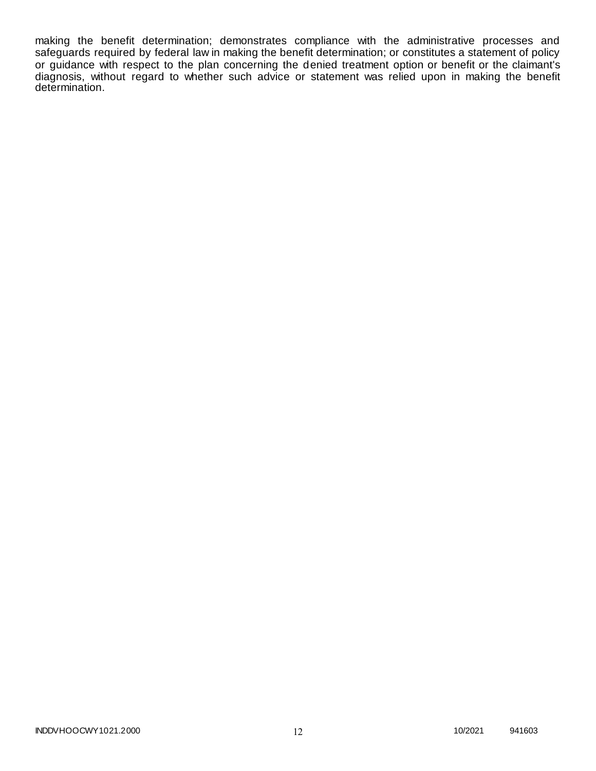making the benefit determination; demonstrates compliance with the administrative processes and safeguards required by federal law in making the benefit determination; or constitutes a statement of policy or guidance with respect to the plan concerning the denied treatment option or benefit or the claimant's diagnosis, without regard to whether such advice or statement was relied upon in making the benefit determination.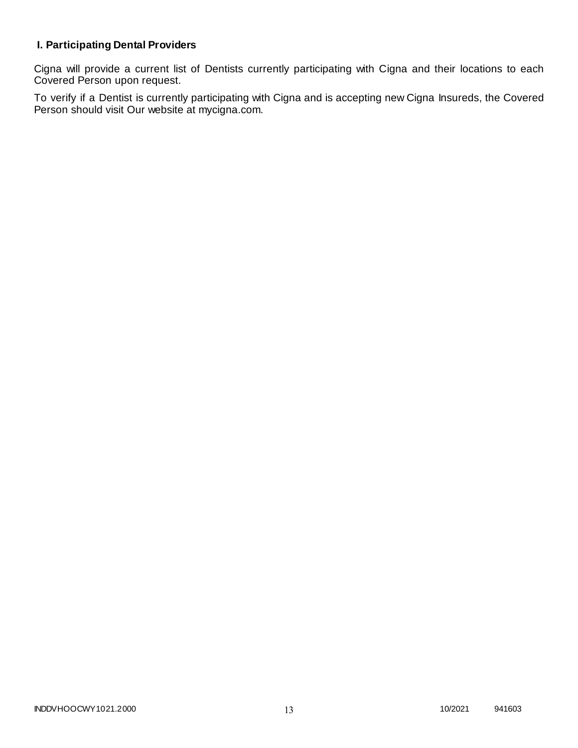### I. Participating Dental Providers

Cigna will provide a current list of Dentists currently participating with Cigna and their locations to each Covered Person upon request.

To verify if a Dentist is currently participating with Cigna and is accepting new Cigna Insureds, the Covered Person should visit Our website at mycigna.com.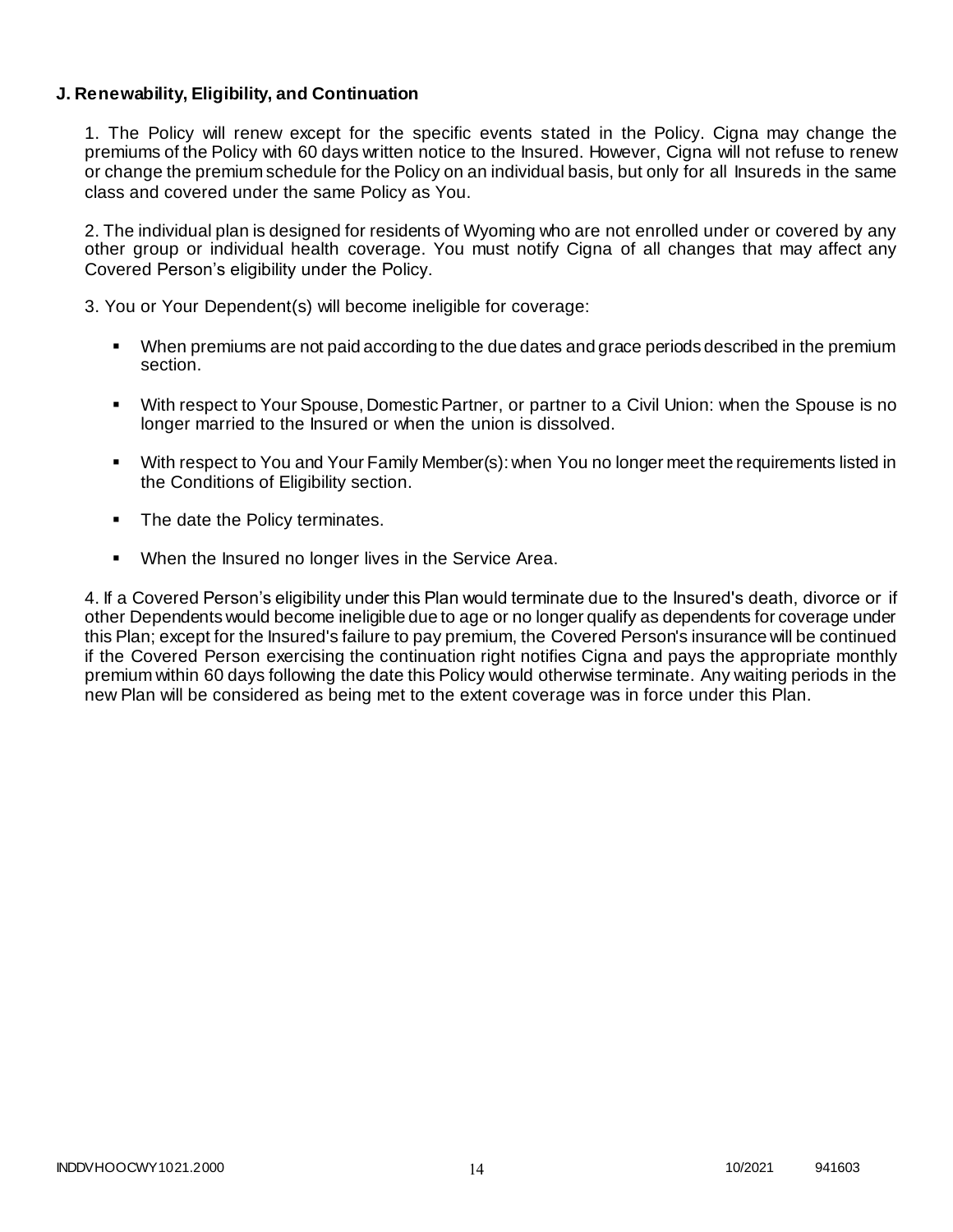**J. Renewability, Eligibility, and Continuation**

1. The Policy will renew except for the specific events stated in the Policy. Cigna may change the premiums of the Policy with 60 days written notice to the Insured. However, Cigna will not refuse to renew or change the premium schedule for the Policy on an individual basis, but only for all Insureds in the same class and covered under the same Policy as You.

2. The individual plan is designed for residents of Wyoming who are not enrolled under or covered by any other group or individual health coverage. You must notify Cigna of all changes that may affect any Covered Person's eligibility under the Policy.

3. You or Your Dependent(s) will become ineligible for coverage:

- When premiums are not paid according to the due dates and grace periods described in the premium section.
- With respect to Your Spouse, Domestic Partner, or partner to a Civil Union: when the Spouse is no longer married to the Insured or when the union is dissolved.
- With respect to You and Your Family Member(s): when You no longer meet the requirements listed in the Conditions of Eligibility section.
- The date the Policy terminates.
- When the Insured no longer lives in the Service Area.

4. If a Covered Person's eligibility under this Plan would terminate due to the Insured's death, divorce or if other Dependents would become ineligible due to age or no longer qualify as dependents for coverage under this Plan; except for the Insured's failure to pay premium, the Covered Person's insurance will be continued if the Covered Person exercising the continuation right notifies Cigna and pays the appropriate monthly premium within 60 days following the date this Policy would otherwise terminate. Any waiting periods in the new Plan will be considered as being met to the extent coverage was in force under this Plan.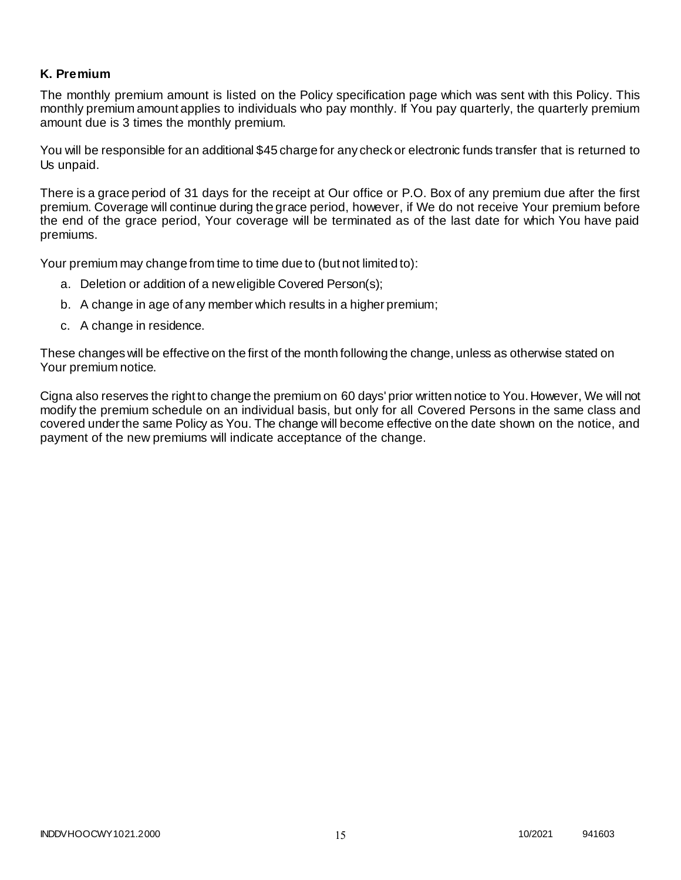**K. Premium**

The monthly premium amount is listed on the Policy specification page which was sent with this Policy. This monthly premium amount applies to individuals who pay monthly. If You pay quarterly, the quarterly premium amount due is 3 times the monthly premium.

You will be responsible for an additional $45 charge for any check or electronic funds transfer that is returned to Us unpaid.

There is a grace period of 31 days for the receipt at Our office or P.O. Box of any premium due after the first premium. Coverage will continue during the grace period, however, if We do not receive Your premium before the end of the grace period, Your coverage will be terminated as of the last date for which You have paid premiums.

Your premium may change from time to time due to (but not limited to):

a. Deletion or addition of a new eligible Covered Person(s);
b. A change in age of any member which results in a higher premium;
c. A change in residence.

These changes will be effective on the first of the month following the change, unless as otherwise stated on Your premium notice.

Cigna also reserves the right to change the premium on 60 days' prior written notice to You. However, We will not modify the premium schedule on an individual basis, but only for all Covered Persons in the same class and covered under the same Policy as You. The change will become effective on the date shown on the notice, and payment of the new premiums will indicate acceptance of the change.